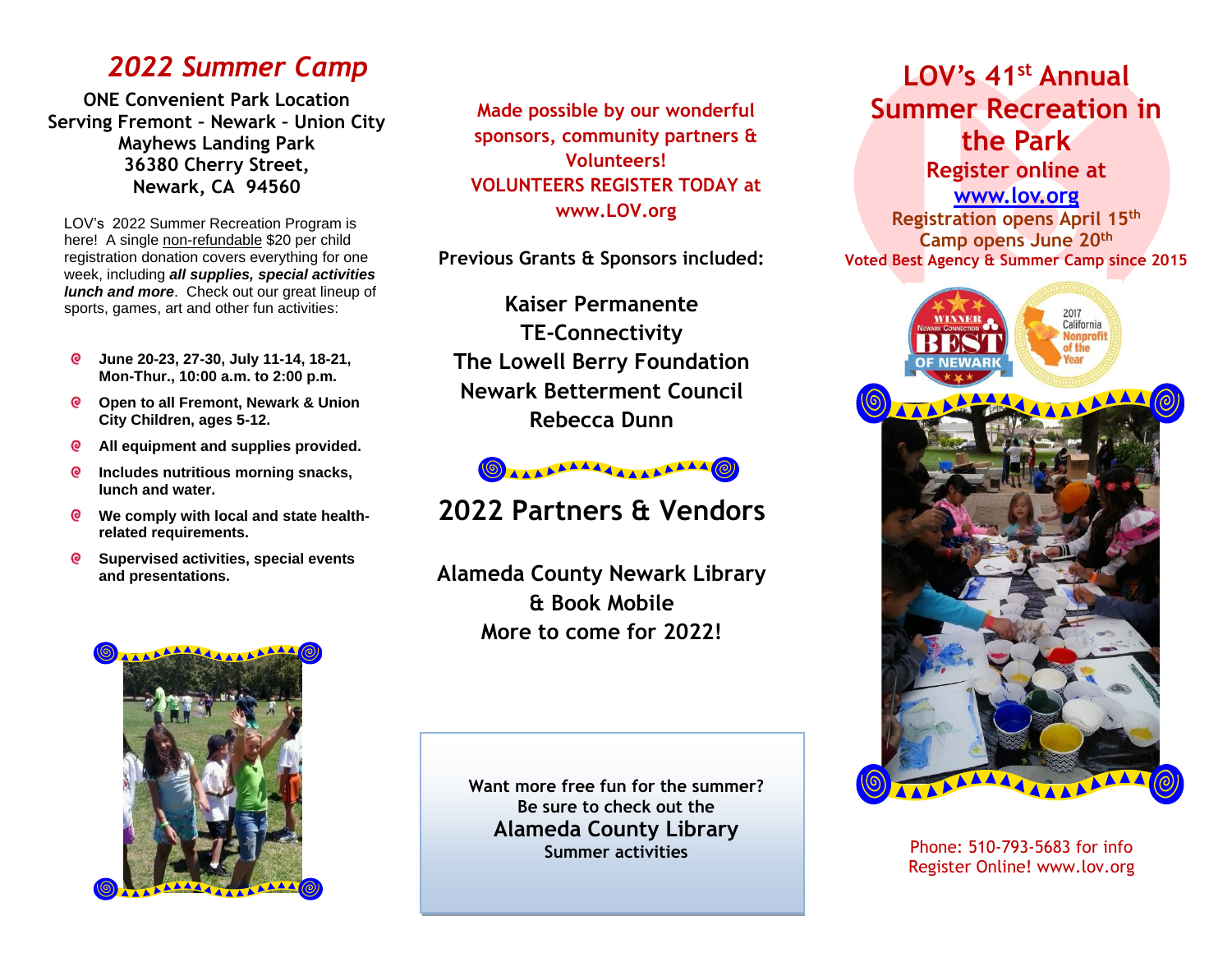# *2022 Summer Camp*

**ONE Convenient Park Location**
**Serving Fremont – Newark – Union City**
**Mayhews Landing Park**
**36380 Cherry Street,**
**Newark, CA 94560**

LOV's 2022 Summer Recreation Program is here! A single non-refundable $20 per child registration donation covers everything for one week, including ***all supplies, special activities lunch and more***. Check out our great lineup of sports, games, art and other fun activities:

- **June 20-23, 27-30, July 11-14, 18-21, Mon-Thur., 10:00 a.m. to 2:00 p.m.**
- **Open to all Fremont, Newark & Union City Children, ages 5-12.**
- **All equipment and supplies provided.**
- **Includes nutritious morning snacks, lunch and water.**
- **We comply with local and state health-related requirements.**
- **Supervised activities, special events and presentations.**

**Made possible by our wonderful sponsors, community partners & Volunteers!**
**VOLUNTEERS REGISTER TODAY at www.LOV.org**

**Previous Grants & Sponsors included:**

**Kaiser Permanente**
**TE-Connectivity**
**The Lowell Berry Foundation**
**Newark Betterment Council**
**Rebecca Dunn**

## 2022 Partners & Vendors

**Alameda County Newark Library**
**& Book Mobile**
**More to come for 2022!**

**Want more free fun for the summer?**
**Be sure to check out the**
**Alameda County Library**
**Summer activities**

# LOV's 41st Annual Summer Recreation in the Park

**Register online at**
**www.lov.org**
**Registration opens April 15th**
**Camp opens June 20th**
**Voted Best Agency & Summer Camp since 2015**

Phone: 510-793-5683 for info
Register Online! www.lov.org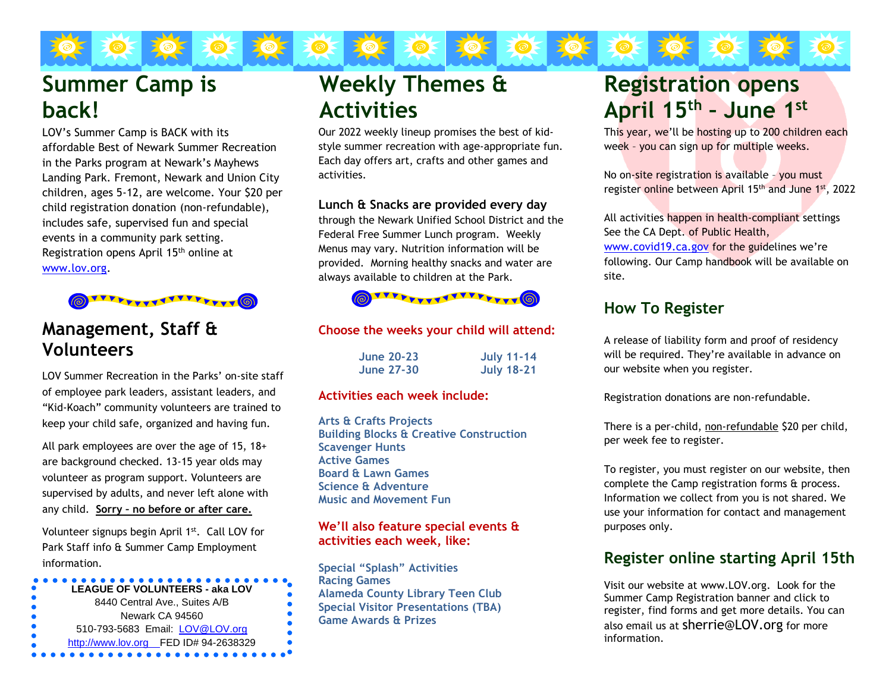# Summer Camp is back!

LOV's Summer Camp is BACK with its affordable Best of Newark Summer Recreation in the Parks program at Newark's Mayhews Landing Park. Fremont, Newark and Union City children, ages 5-12, are welcome. Your $20 per child registration donation (non-refundable), includes safe, supervised fun and special events in a community park setting. Registration opens April 15th online at www.lov.org.

## Management, Staff & Volunteers

LOV Summer Recreation in the Parks' on-site staff of employee park leaders, assistant leaders, and "Kid-Koach" community volunteers are trained to keep your child safe, organized and having fun.

All park employees are over the age of 15, 18+ are background checked. 13-15 year olds may volunteer as program support. Volunteers are supervised by adults, and never left alone with any child. **Sorry – no before or after care.**

Volunteer signups begin April 1st. Call LOV for Park Staff info & Summer Camp Employment information.

**LEAGUE OF VOLUNTEERS - aka LOV**
8440 Central Ave., Suites A/B
Newark CA 94560
510-793-5683 Email: LOV@LOV.org
http://www.lov.org FED ID# 94-2638329

# Weekly Themes & Activities

Our 2022 weekly lineup promises the best of kid-style summer recreation with age-appropriate fun. Each day offers art, crafts and other games and activities.

**Lunch & Snacks are provided every day** through the Newark Unified School District and the Federal Free Summer Lunch program. Weekly Menus may vary. Nutrition information will be provided. Morning healthy snacks and water are always available to children at the Park.

### Choose the weeks your child will attend:

| | |
|---|---|
| June 20-23 | July 11-14 |
| June 27-30 | July 18-21 |

### Activities each week include:

- Arts & Crafts Projects
- Building Blocks & Creative Construction
- Scavenger Hunts
- Active Games
- Board & Lawn Games
- Science & Adventure
- Music and Movement Fun

### We'll also feature special events & activities each week, like:

- Special "Splash" Activities
- Racing Games
- Alameda County Library Teen Club
- Special Visitor Presentations (TBA)
- Game Awards & Prizes

# Registration opens April 15th – June 1st

This year, we'll be hosting up to 200 children each week – you can sign up for multiple weeks.

No on-site registration is available – you must register online between April 15th and June 1st, 2022

All activities happen in health-compliant settings See the CA Dept. of Public Health, www.covid19.ca.gov for the guidelines we're following. Our Camp handbook will be available on site.

## How To Register

A release of liability form and proof of residency will be required. They're available in advance on our website when you register.

Registration donations are non-refundable.

There is a per-child, non-refundable $20 per child, per week fee to register.

To register, you must register on our website, then complete the Camp registration forms & process. Information we collect from you is not shared. We use your information for contact and management purposes only.

## Register online starting April 15th

Visit our website at www.LOV.org. Look for the Summer Camp Registration banner and click to register, find forms and get more details. You can also email us at sherrie@LOV.org for more information.